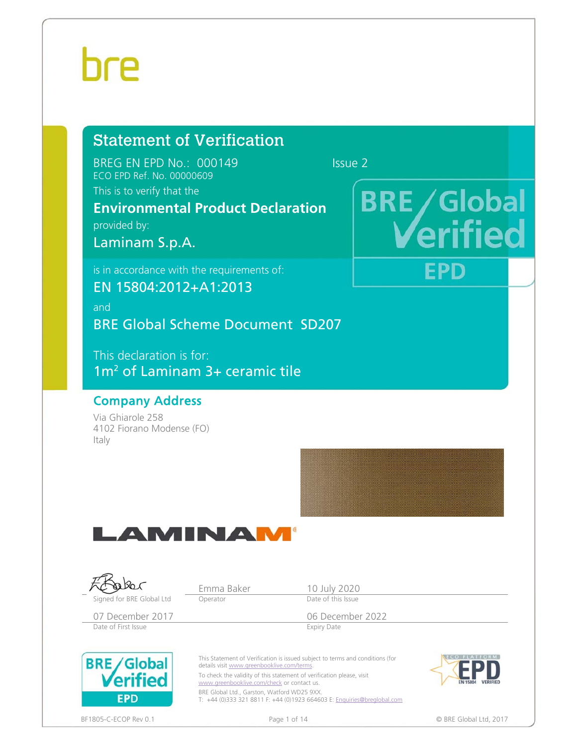bre

# Statement of Verification

BREG EN EPD No.: 000149 Issue 2

ECO EPD Ref. No. 00000609

This is to verify that the

**Environmental Product Declaration**

provided by:

**Laminam S.p.A.**

is in accordance with the requirements of:

**EN 15804:2012+A1:2013**

and

**BRE Global Scheme Document SD207**

This declaration is for:

**1m² of Laminam 3+ ceramic tile**

BRE Global Verified EPD

## Company Address

Via Ghiarole 258
4102 Fiorano Modense (FO)
Italy

LAMINAM®

| Signed for BRE Global Ltd | Emma Baker<br>Operator | 10 July 2020<br>Date of this Issue |
|---|---|---|
| 07 December 2017<br>Date of First Issue | | 06 December 2022<br>Expiry Date |

BRE Global Verified EPD

This Statement of Verification is issued subject to terms and conditions (for details visit www.greenbooklive.com/terms.

To check the validity of this statement of verification please, visit www.greenbooklive.com/check or contact us.

BRE Global Ltd., Garston, Watford WD25 9XX.
T: +44 (0)333 321 8811 F: +44 (0)1923 664603 E: Enquiries@breglobal.com

ECO PLATFORM EPD EN 15804 VERIFIED

BF1805-C-ECOP Rev 0.1 © BRE Global Ltd, 2017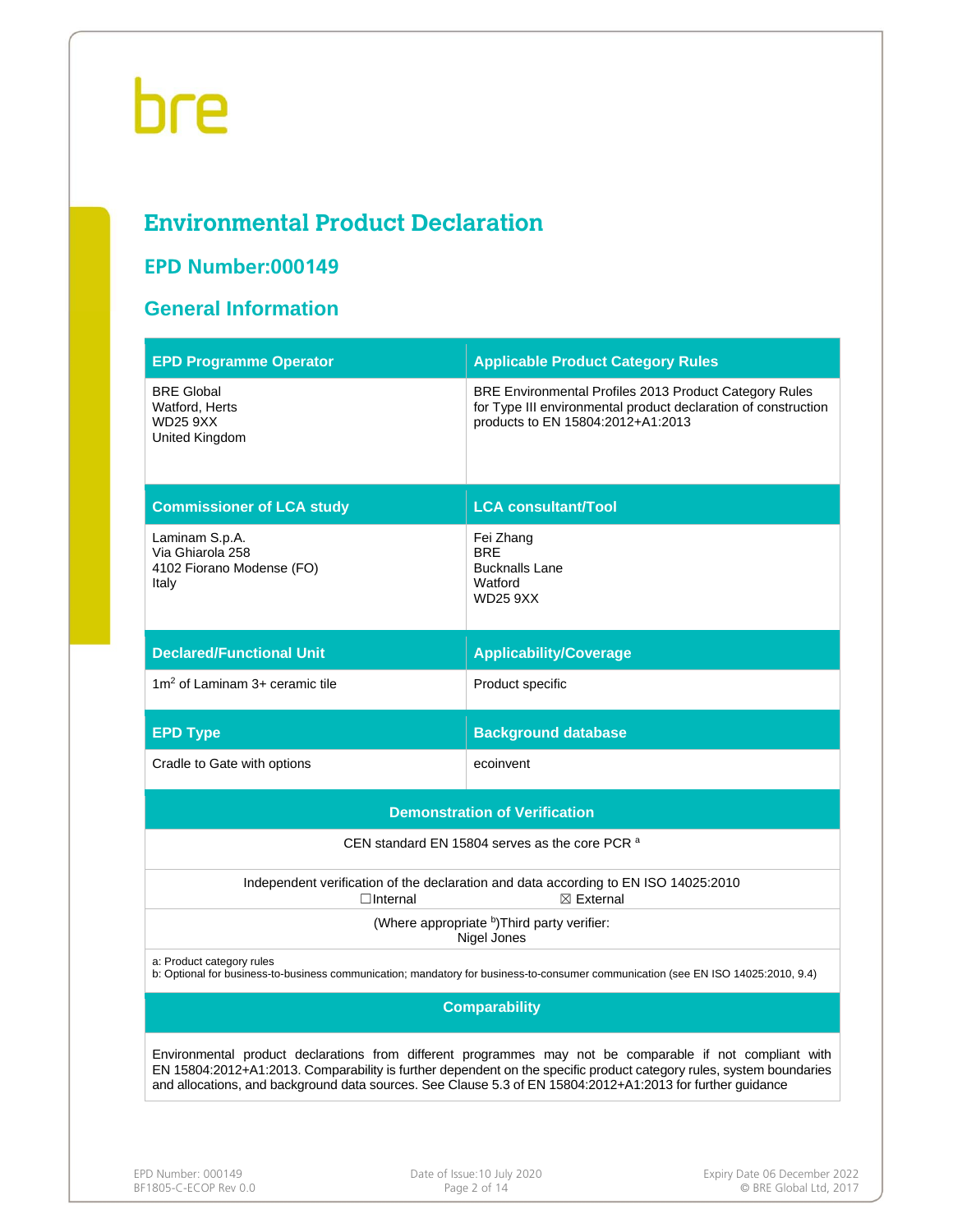bre

# Environmental Product Declaration

## EPD Number:000149

## General Information

| EPD Programme Operator | Applicable Product Category Rules |
|---|---|
| BRE Global<br>Watford, Herts<br>WD25 9XX<br>United Kingdom | BRE Environmental Profiles 2013 Product Category Rules for Type III environmental product declaration of construction products to EN 15804:2012+A1:2013 |
| **Commissioner of LCA study** | **LCA consultant/Tool** |
| Laminam S.p.A.<br>Via Ghiarola 258<br>4102 Fiorano Modense (FO)<br>Italy | Fei Zhang<br>BRE<br>Bucknalls Lane<br>Watford<br>WD25 9XX |
| **Declared/Functional Unit** | **Applicability/Coverage** |
| 1m$^2$ of Laminam 3+ ceramic tile | Product specific |
| **EPD Type** | **Background database** |
| Cradle to Gate with options | ecoinvent |

| Demonstration of Verification |
|---|
| CEN standard EN 15804 serves as the core PCR [a] |
| Independent verification of the declaration and data according to EN ISO 14025:2010<br>☐Internal ☒ External |
| (Where appropriate [b])Third party verifier:<br>Nigel Jones |
| a: Product category rules<br>b: Optional for business-to-business communication; mandatory for business-to-consumer communication (see EN ISO 14025:2010, 9.4) |

| Comparability |
|---|
| Environmental product declarations from different programmes may not be comparable if not compliant with EN 15804:2012+A1:2013. Comparability is further dependent on the specific product category rules, system boundaries and allocations, and background data sources. See Clause 5.3 of EN 15804:2012+A1:2013 for further guidance |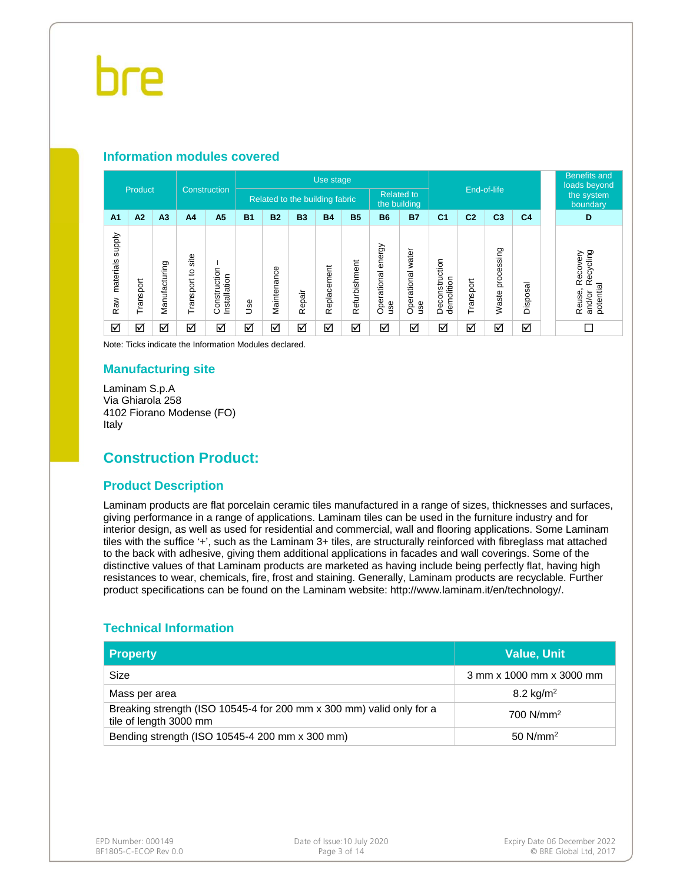## Information modules covered

| Product | | | Construction | | Use stage | | | | | | | End-of-life | | | | Benefits and loads beyond the system boundary |
|---|---|---|---|---|---|---|---|---|---|---|---|---|---|---|---|---|
| | | | | | Related to the building fabric | | | | | Related to the building | | | | | | |
| A1 | A2 | A3 | A4 | A5 | B1 | B2 | B3 | B4 | B5 | B6 | B7 | C1 | C2 | C3 | C4 | D |
| Raw materials supply | Transport | Manufacturing | Transport to site | Construction – Installation | Use | Maintenance | Repair | Replacement | Refurbishment | Operational energy use | Operational water use | Deconstruction demolition | Transport | Waste processing | Disposal | Reuse, Recovery and/or Recycling potential |
| ☑ | ☑ | ☑ | ☑ | ☑ | ☑ | ☑ | ☑ | ☑ | ☑ | ☑ | ☑ | ☑ | ☑ | ☑ | ☑ | ☐ |

Note: Ticks indicate the Information Modules declared.

## Manufacturing site

Laminam S.p.A
Via Ghiarola 258
4102 Fiorano Modense (FO)
Italy

# Construction Product:

## Product Description

Laminam products are flat porcelain ceramic tiles manufactured in a range of sizes, thicknesses and surfaces, giving performance in a range of applications. Laminam tiles can be used in the furniture industry and for interior design, as well as used for residential and commercial, wall and flooring applications. Some Laminam tiles with the suffice '+', such as the Laminam 3+ tiles, are structurally reinforced with fibreglass mat attached to the back with adhesive, giving them additional applications in facades and wall coverings. Some of the distinctive values of that Laminam products are marketed as having include being perfectly flat, having high resistances to wear, chemicals, fire, frost and staining. Generally, Laminam products are recyclable. Further product specifications can be found on the Laminam website: http://www.laminam.it/en/technology/.

## Technical Information

| Property | Value, Unit |
|---|---|
| Size | 3 mm x 1000 mm x 3000 mm |
| Mass per area | 8.2 kg/m$^2$ |
| Breaking strength (ISO 10545-4 for 200 mm x 300 mm) valid only for a tile of length 3000 mm | 700 N/mm$^2$ |
| Bending strength (ISO 10545-4 200 mm x 300 mm) | 50 N/mm$^2$ |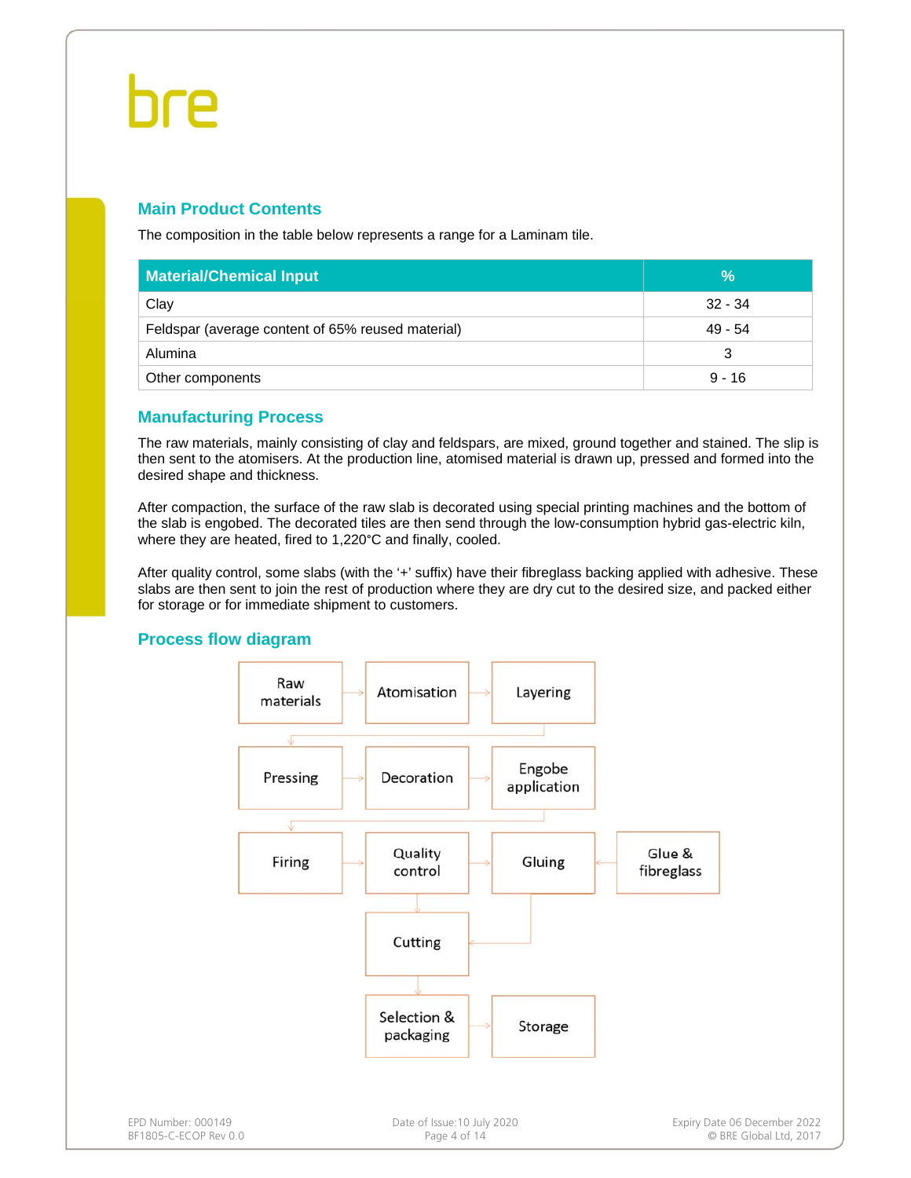## Main Product Contents

The composition in the table below represents a range for a Laminam tile.

| Material/Chemical Input | % |
|---|---|
| Clay | 32 - 34 |
| Feldspar (average content of 65% reused material) | 49 - 54 |
| Alumina | 3 |
| Other components | 9 - 16 |

## Manufacturing Process

The raw materials, mainly consisting of clay and feldspars, are mixed, ground together and stained. The slip is then sent to the atomisers. At the production line, atomised material is drawn up, pressed and formed into the desired shape and thickness.

After compaction, the surface of the raw slab is decorated using special printing machines and the bottom of the slab is engobed. The decorated tiles are then send through the low-consumption hybrid gas-electric kiln, where they are heated, fired to 1,220°C and finally, cooled.

After quality control, some slabs (with the '+' suffix) have their fibreglass backing applied with adhesive. These slabs are then sent to join the rest of production where they are dry cut to the desired size, and packed either for storage or for immediate shipment to customers.

## Process flow diagram

Raw materials → Atomisation → Layering → Pressing → Decoration → Engobe application → Firing → Quality control → Gluing (← Glue & fibreglass) → Cutting → Selection & packaging → Storage

(Quality control → Cutting; Gluing → Cutting)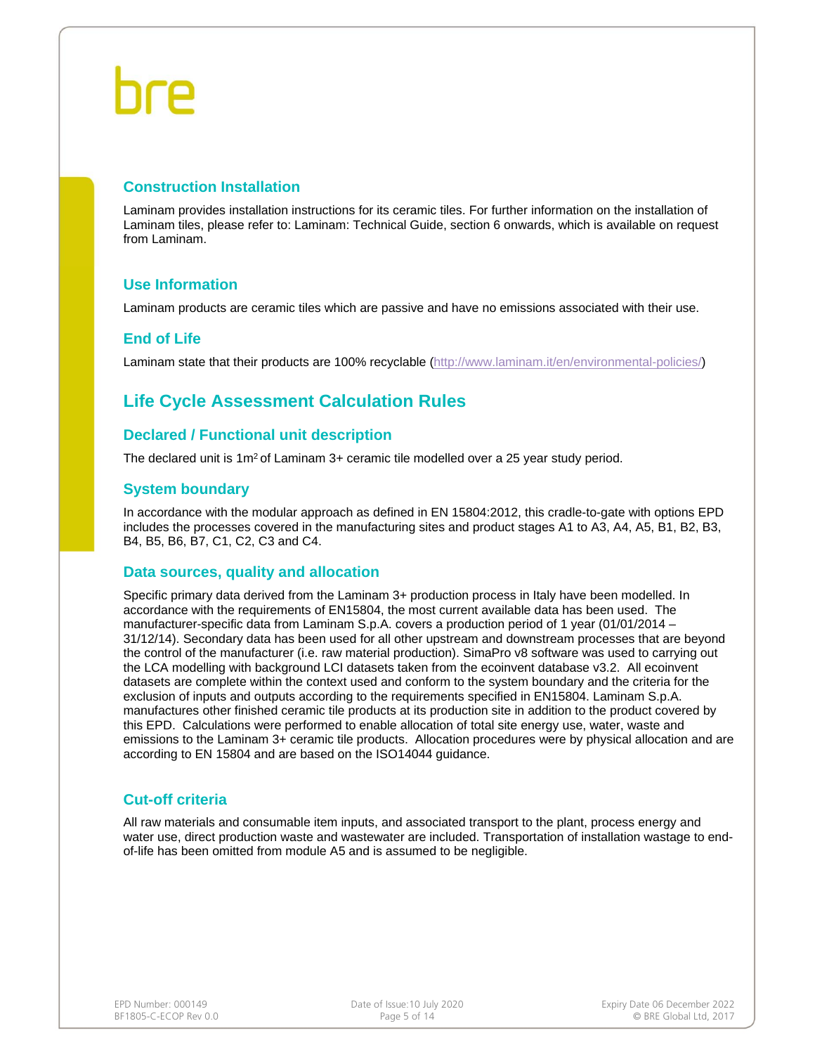## Construction Installation

Laminam provides installation instructions for its ceramic tiles. For further information on the installation of Laminam tiles, please refer to: Laminam: Technical Guide, section 6 onwards, which is available on request from Laminam.

## Use Information

Laminam products are ceramic tiles which are passive and have no emissions associated with their use.

## End of Life

Laminam state that their products are 100% recyclable (http://www.laminam.it/en/environmental-policies/)

# Life Cycle Assessment Calculation Rules

## Declared / Functional unit description

The declared unit is 1m$^2$ of Laminam 3+ ceramic tile modelled over a 25 year study period.

## System boundary

In accordance with the modular approach as defined in EN 15804:2012, this cradle-to-gate with options EPD includes the processes covered in the manufacturing sites and product stages A1 to A3, A4, A5, B1, B2, B3, B4, B5, B6, B7, C1, C2, C3 and C4.

## Data sources, quality and allocation

Specific primary data derived from the Laminam 3+ production process in Italy have been modelled. In accordance with the requirements of EN15804, the most current available data has been used. The manufacturer-specific data from Laminam S.p.A. covers a production period of 1 year (01/01/2014 – 31/12/14). Secondary data has been used for all other upstream and downstream processes that are beyond the control of the manufacturer (i.e. raw material production). SimaPro v8 software was used to carrying out the LCA modelling with background LCI datasets taken from the ecoinvent database v3.2. All ecoinvent datasets are complete within the context used and conform to the system boundary and the criteria for the exclusion of inputs and outputs according to the requirements specified in EN15804. Laminam S.p.A. manufactures other finished ceramic tile products at its production site in addition to the product covered by this EPD. Calculations were performed to enable allocation of total site energy use, water, waste and emissions to the Laminam 3+ ceramic tile products. Allocation procedures were by physical allocation and are according to EN 15804 and are based on the ISO14044 guidance.

## Cut-off criteria

All raw materials and consumable item inputs, and associated transport to the plant, process energy and water use, direct production waste and wastewater are included. Transportation of installation wastage to end-of-life has been omitted from module A5 and is assumed to be negligible.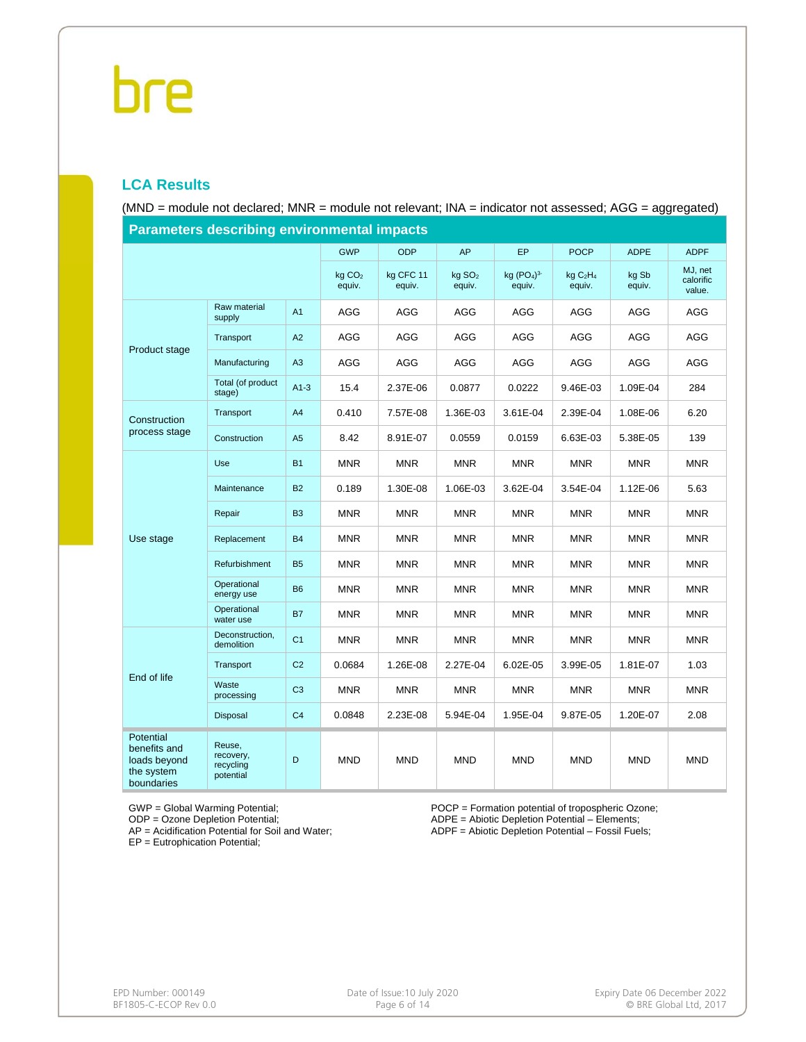## LCA Results

(MND = module not declared; MNR = module not relevant; INA = indicator not assessed; AGG = aggregated)

| Parameters describing environmental impacts | | | | | | | | | |
|---|---|---|---|---|---|---|---|---|---|
| | | | GWP | ODP | AP | EP | POCP | ADPE | ADPF |
| | | | kg $CO_2$ equiv. | kg CFC 11 equiv. | kg $SO_2$ equiv. | kg $(PO_4)^{3-}$ equiv. | kg $C_2H_4$ equiv. | kg Sb equiv. | MJ, net calorific value. |
| Product stage | Raw material supply | A1 | AGG | AGG | AGG | AGG | AGG | AGG | AGG |
| | Transport | A2 | AGG | AGG | AGG | AGG | AGG | AGG | AGG |
| | Manufacturing | A3 | AGG | AGG | AGG | AGG | AGG | AGG | AGG |
| | Total (of product stage) | A1-3 | 15.4 | 2.37E-06 | 0.0877 | 0.0222 | 9.46E-03 | 1.09E-04 | 284 |
| Construction process stage | Transport | A4 | 0.410 | 7.57E-08 | 1.36E-03 | 3.61E-04 | 2.39E-04 | 1.08E-06 | 6.20 |
| | Construction | A5 | 8.42 | 8.91E-07 | 0.0559 | 0.0159 | 6.63E-03 | 5.38E-05 | 139 |
| Use stage | Use | B1 | MNR | MNR | MNR | MNR | MNR | MNR | MNR |
| | Maintenance | B2 | 0.189 | 1.30E-08 | 1.06E-03 | 3.62E-04 | 3.54E-04 | 1.12E-06 | 5.63 |
| | Repair | B3 | MNR | MNR | MNR | MNR | MNR | MNR | MNR |
| | Replacement | B4 | MNR | MNR | MNR | MNR | MNR | MNR | MNR |
| | Refurbishment | B5 | MNR | MNR | MNR | MNR | MNR | MNR | MNR |
| | Operational energy use | B6 | MNR | MNR | MNR | MNR | MNR | MNR | MNR |
| | Operational water use | B7 | MNR | MNR | MNR | MNR | MNR | MNR | MNR |
| End of life | Deconstruction, demolition | C1 | MNR | MNR | MNR | MNR | MNR | MNR | MNR |
| | Transport | C2 | 0.0684 | 1.26E-08 | 2.27E-04 | 6.02E-05 | 3.99E-05 | 1.81E-07 | 1.03 |
| | Waste processing | C3 | MNR | MNR | MNR | MNR | MNR | MNR | MNR |
| | Disposal | C4 | 0.0848 | 2.23E-08 | 5.94E-04 | 1.95E-04 | 9.87E-05 | 1.20E-07 | 2.08 |
| Potential benefits and loads beyond the system boundaries | Reuse, recovery, recycling potential | D | MND | MND | MND | MND | MND | MND | MND |

GWP = Global Warming Potential;
ODP = Ozone Depletion Potential;
AP = Acidification Potential for Soil and Water;
EP = Eutrophication Potential;
POCP = Formation potential of tropospheric Ozone;
ADPE = Abiotic Depletion Potential – Elements;
ADPF = Abiotic Depletion Potential – Fossil Fuels;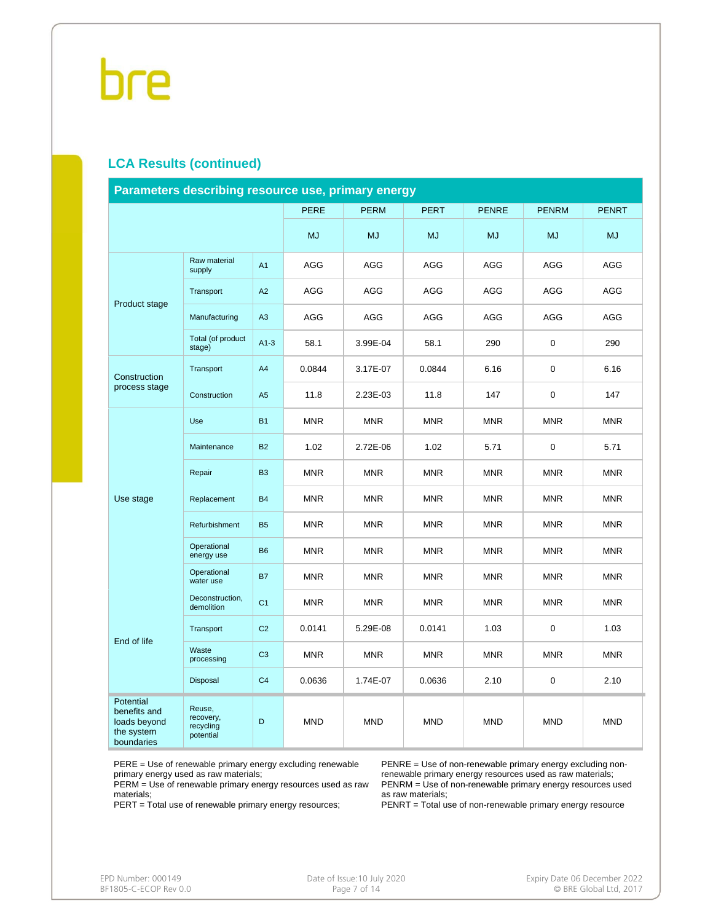## LCA Results (continued)

| Parameters describing resource use, primary energy | | | PERE | PERM | PERT | PENRE | PENRM | PENRT |
|---|---|---|---|---|---|---|---|---|
| | | | MJ | MJ | MJ | MJ | MJ | MJ |
| Product stage | Raw material supply | A1 | AGG | AGG | AGG | AGG | AGG | AGG |
| | Transport | A2 | AGG | AGG | AGG | AGG | AGG | AGG |
| | Manufacturing | A3 | AGG | AGG | AGG | AGG | AGG | AGG |
| | Total (of product stage) | A1-3 | 58.1 | 3.99E-04 | 58.1 | 290 | 0 | 290 |
| Construction process stage | Transport | A4 | 0.0844 | 3.17E-07 | 0.0844 | 6.16 | 0 | 6.16 |
| | Construction | A5 | 11.8 | 2.23E-03 | 11.8 | 147 | 0 | 147 |
| Use stage | Use | B1 | MNR | MNR | MNR | MNR | MNR | MNR |
| | Maintenance | B2 | 1.02 | 2.72E-06 | 1.02 | 5.71 | 0 | 5.71 |
| | Repair | B3 | MNR | MNR | MNR | MNR | MNR | MNR |
| | Replacement | B4 | MNR | MNR | MNR | MNR | MNR | MNR |
| | Refurbishment | B5 | MNR | MNR | MNR | MNR | MNR | MNR |
| | Operational energy use | B6 | MNR | MNR | MNR | MNR | MNR | MNR |
| | Operational water use | B7 | MNR | MNR | MNR | MNR | MNR | MNR |
| End of life | Deconstruction, demolition | C1 | MNR | MNR | MNR | MNR | MNR | MNR |
| | Transport | C2 | 0.0141 | 5.29E-08 | 0.0141 | 1.03 | 0 | 1.03 |
| | Waste processing | C3 | MNR | MNR | MNR | MNR | MNR | MNR |
| | Disposal | C4 | 0.0636 | 1.74E-07 | 0.0636 | 2.10 | 0 | 2.10 |
| Potential benefits and loads beyond the system boundaries | Reuse, recovery, recycling potential | D | MND | MND | MND | MND | MND | MND |

PERE = Use of renewable primary energy excluding renewable primary energy used as raw materials;
PERM = Use of renewable primary energy resources used as raw materials;
PERT = Total use of renewable primary energy resources;
PENRE = Use of non-renewable primary energy excluding non-renewable primary energy resources used as raw materials;
PENRM = Use of non-renewable primary energy resources used as raw materials;
PENRT = Total use of non-renewable primary energy resource

EPD Number: 000149
BF1805-C-ECOP Rev 0.0

Date of Issue:10 July 2020

Expiry Date 06 December 2022
© BRE Global Ltd, 2017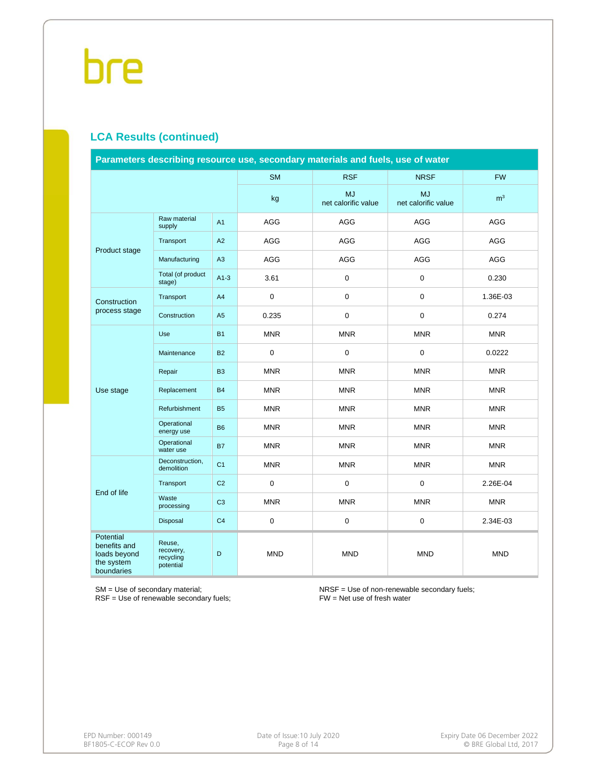## LCA Results (continued)

| Parameters describing resource use, secondary materials and fuels, use of water | | | | | | |
|---|---|---|---|---|---|---|
| | | | SM | RSF | NRSF | FW |
| | | | kg | MJ net calorific value | MJ net calorific value | $m^3$ |
| Product stage | Raw material supply | A1 | AGG | AGG | AGG | AGG |
| | Transport | A2 | AGG | AGG | AGG | AGG |
| | Manufacturing | A3 | AGG | AGG | AGG | AGG |
| | Total (of product stage) | A1-3 | 3.61 | 0 | 0 | 0.230 |
| Construction process stage | Transport | A4 | 0 | 0 | 0 | 1.36E-03 |
| | Construction | A5 | 0.235 | 0 | 0 | 0.274 |
| Use stage | Use | B1 | MNR | MNR | MNR | MNR |
| | Maintenance | B2 | 0 | 0 | 0 | 0.0222 |
| | Repair | B3 | MNR | MNR | MNR | MNR |
| | Replacement | B4 | MNR | MNR | MNR | MNR |
| | Refurbishment | B5 | MNR | MNR | MNR | MNR |
| | Operational energy use | B6 | MNR | MNR | MNR | MNR |
| | Operational water use | B7 | MNR | MNR | MNR | MNR |
| End of life | Deconstruction, demolition | C1 | MNR | MNR | MNR | MNR |
| | Transport | C2 | 0 | 0 | 0 | 2.26E-04 |
| | Waste processing | C3 | MNR | MNR | MNR | MNR |
| | Disposal | C4 | 0 | 0 | 0 | 2.34E-03 |
| Potential benefits and loads beyond the system boundaries | Reuse, recovery, recycling potential | D | MND | MND | MND | MND |

SM = Use of secondary material;
RSF = Use of renewable secondary fuels;
NRSF = Use of non-renewable secondary fuels;
FW = Net use of fresh water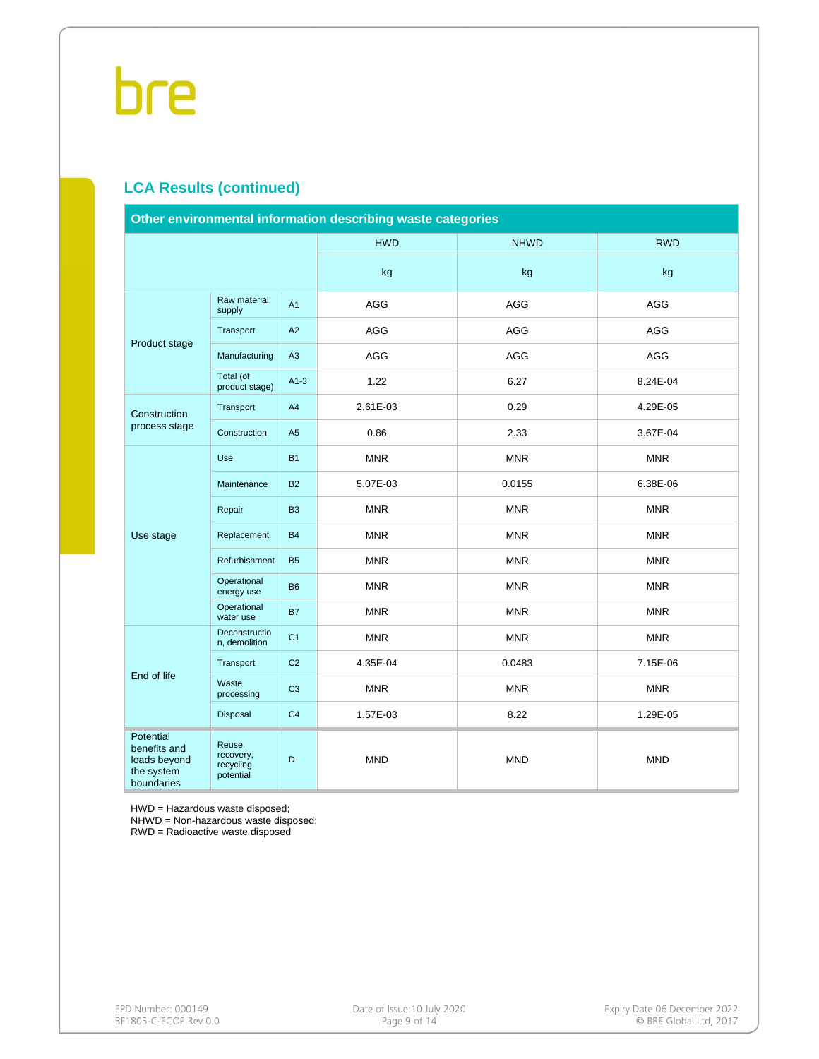## LCA Results (continued)

| Other environmental information describing waste categories | | | | | |
|---|---|---|---|---|---|
| | | | HWD | NHWD | RWD |
| | | | kg | kg | kg |
| Product stage | Raw material supply | A1 | AGG | AGG | AGG |
| | Transport | A2 | AGG | AGG | AGG |
| | Manufacturing | A3 | AGG | AGG | AGG |
| | Total (of product stage) | A1-3 | 1.22 | 6.27 | 8.24E-04 |
| Construction process stage | Transport | A4 | 2.61E-03 | 0.29 | 4.29E-05 |
| | Construction | A5 | 0.86 | 2.33 | 3.67E-04 |
| Use stage | Use | B1 | MNR | MNR | MNR |
| | Maintenance | B2 | 5.07E-03 | 0.0155 | 6.38E-06 |
| | Repair | B3 | MNR | MNR | MNR |
| | Replacement | B4 | MNR | MNR | MNR |
| | Refurbishment | B5 | MNR | MNR | MNR |
| | Operational energy use | B6 | MNR | MNR | MNR |
| | Operational water use | B7 | MNR | MNR | MNR |
| End of life | Deconstruction, demolition | C1 | MNR | MNR | MNR |
| | Transport | C2 | 4.35E-04 | 0.0483 | 7.15E-06 |
| | Waste processing | C3 | MNR | MNR | MNR |
| | Disposal | C4 | 1.57E-03 | 8.22 | 1.29E-05 |
| Potential benefits and loads beyond the system boundaries | Reuse, recovery, recycling potential | D | MND | MND | MND |

HWD = Hazardous waste disposed;
NHWD = Non-hazardous waste disposed;
RWD = Radioactive waste disposed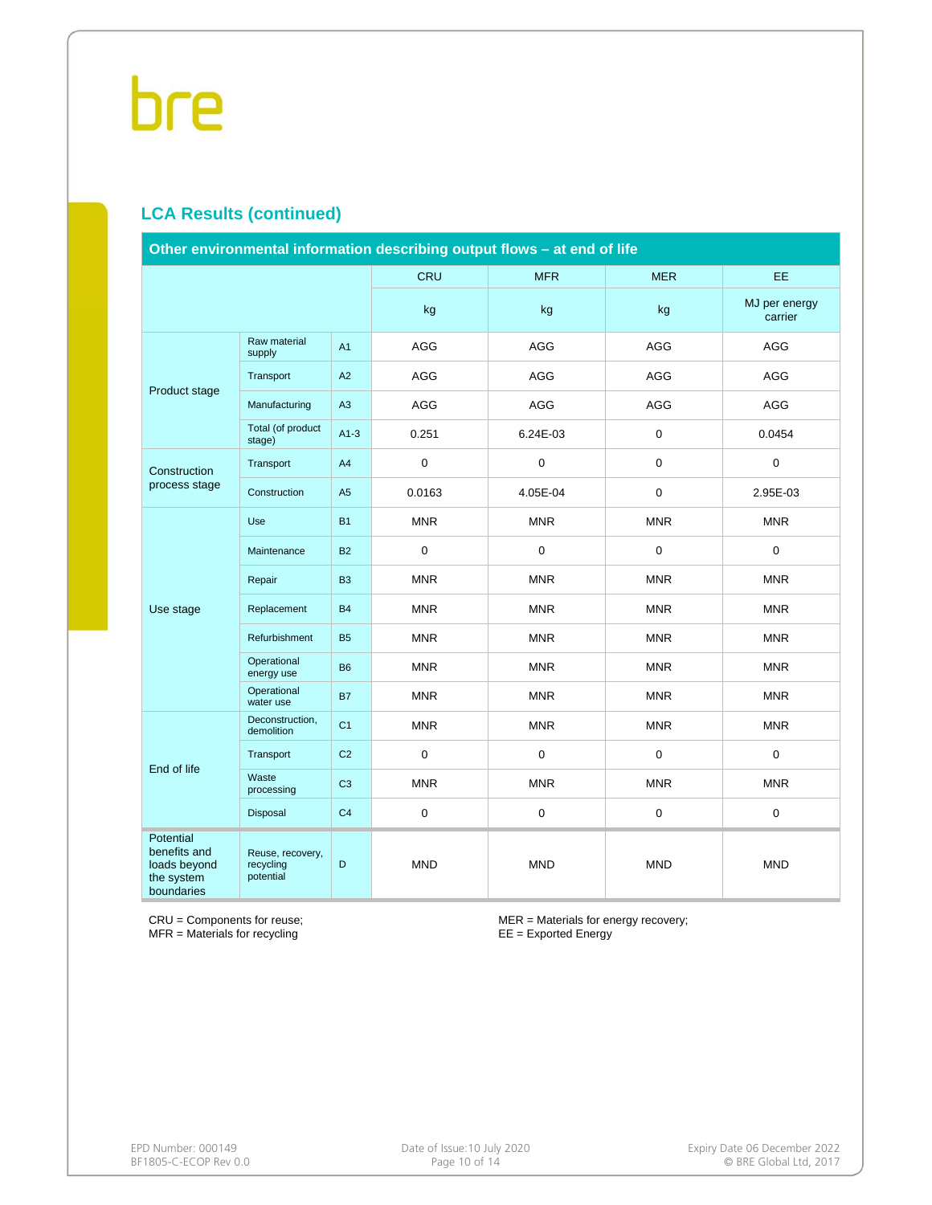## LCA Results (continued)

| Other environmental information describing output flows – at end of life | | | | | | |
|---|---|---|---|---|---|---|
| | | | CRU | MFR | MER | EE |
| | | | kg | kg | kg | MJ per energy carrier |
| Product stage | Raw material supply | A1 | AGG | AGG | AGG | AGG |
| | Transport | A2 | AGG | AGG | AGG | AGG |
| | Manufacturing | A3 | AGG | AGG | AGG | AGG |
| | Total (of product stage) | A1-3 | 0.251 | 6.24E-03 | 0 | 0.0454 |
| Construction process stage | Transport | A4 | 0 | 0 | 0 | 0 |
| | Construction | A5 | 0.0163 | 4.05E-04 | 0 | 2.95E-03 |
| Use stage | Use | B1 | MNR | MNR | MNR | MNR |
| | Maintenance | B2 | 0 | 0 | 0 | 0 |
| | Repair | B3 | MNR | MNR | MNR | MNR |
| | Replacement | B4 | MNR | MNR | MNR | MNR |
| | Refurbishment | B5 | MNR | MNR | MNR | MNR |
| | Operational energy use | B6 | MNR | MNR | MNR | MNR |
| | Operational water use | B7 | MNR | MNR | MNR | MNR |
| End of life | Deconstruction, demolition | C1 | MNR | MNR | MNR | MNR |
| | Transport | C2 | 0 | 0 | 0 | 0 |
| | Waste processing | C3 | MNR | MNR | MNR | MNR |
| | Disposal | C4 | 0 | 0 | 0 | 0 |
| Potential benefits and loads beyond the system boundaries | Reuse, recovery, recycling potential | D | MND | MND | MND | MND |

CRU = Components for reuse;
MFR = Materials for recycling

MER = Materials for energy recovery;
EE = Exported Energy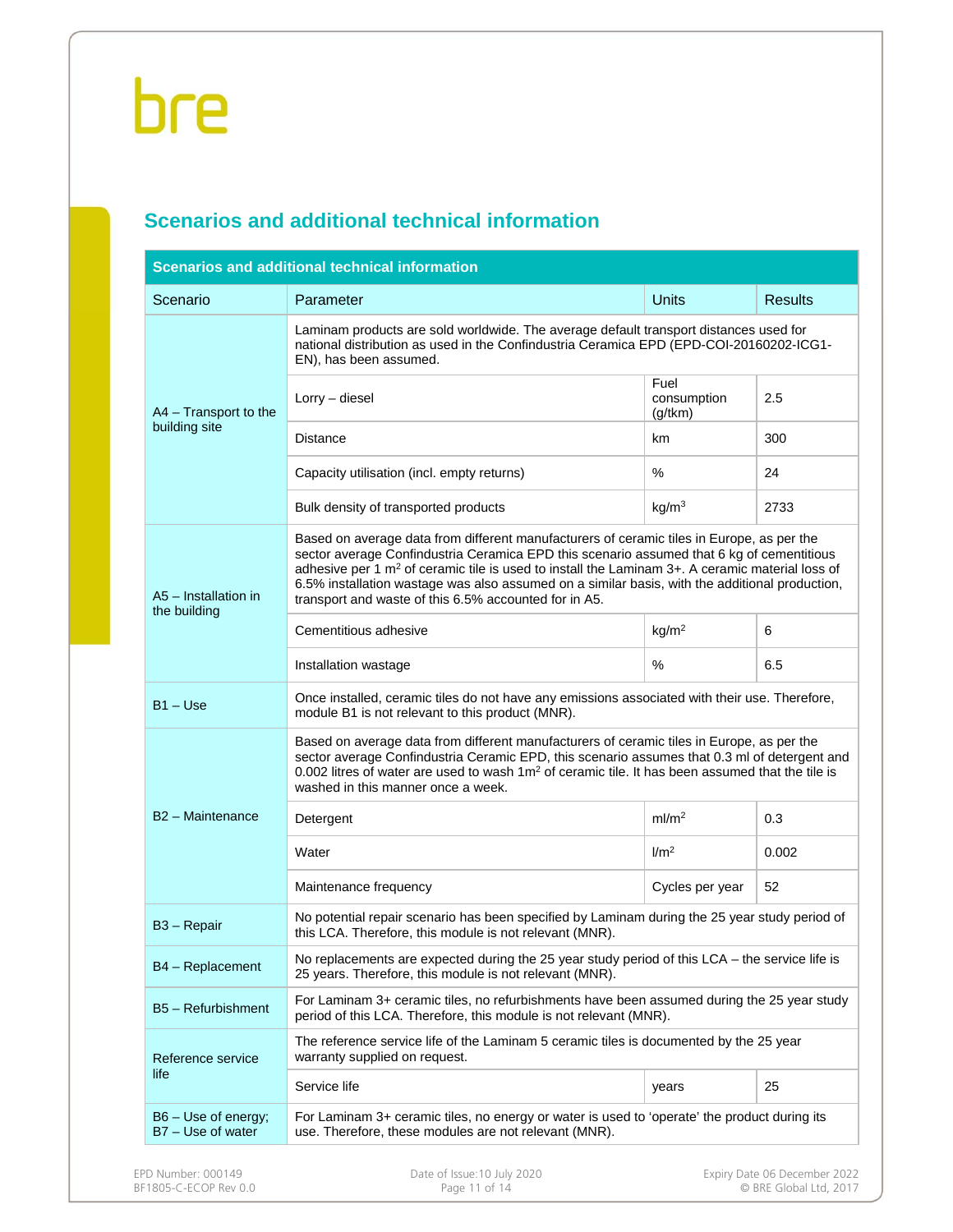## Scenarios and additional technical information

| Scenarios and additional technical information | | | |
|---|---|---|---|
| Scenario | Parameter | Units | Results |
| A4 – Transport to the building site | Laminam products are sold worldwide. The average default transport distances used for national distribution as used in the Confindustria Ceramica EPD (EPD-COI-20160202-ICG1-EN), has been assumed. | | |
| | Lorry – diesel | Fuel consumption (g/tkm) | 2.5 |
| | Distance | km | 300 |
| | Capacity utilisation (incl. empty returns) | % | 24 |
| | Bulk density of transported products | kg/m$^3$ | 2733 |
| A5 – Installation in the building | Based on average data from different manufacturers of ceramic tiles in Europe, as per the sector average Confindustria Ceramica EPD this scenario assumed that 6 kg of cementitious adhesive per 1 m$^2$ of ceramic tile is used to install the Laminam 3+. A ceramic material loss of 6.5% installation wastage was also assumed on a similar basis, with the additional production, transport and waste of this 6.5% accounted for in A5. | | |
| | Cementitious adhesive | kg/m$^2$ | 6 |
| | Installation wastage | % | 6.5 |
| B1 – Use | Once installed, ceramic tiles do not have any emissions associated with their use. Therefore, module B1 is not relevant to this product (MNR). | | |
| B2 – Maintenance | Based on average data from different manufacturers of ceramic tiles in Europe, as per the sector average Confindustria Ceramic EPD, this scenario assumes that 0.3 ml of detergent and 0.002 litres of water are used to wash 1m$^2$ of ceramic tile. It has been assumed that the tile is washed in this manner once a week. | | |
| | Detergent | ml/m$^2$ | 0.3 |
| | Water | l/m$^2$ | 0.002 |
| | Maintenance frequency | Cycles per year | 52 |
| B3 – Repair | No potential repair scenario has been specified by Laminam during the 25 year study period of this LCA. Therefore, this module is not relevant (MNR). | | |
| B4 – Replacement | No replacements are expected during the 25 year study period of this LCA – the service life is 25 years. Therefore, this module is not relevant (MNR). | | |
| B5 – Refurbishment | For Laminam 3+ ceramic tiles, no refurbishments have been assumed during the 25 year study period of this LCA. Therefore, this module is not relevant (MNR). | | |
| Reference service life | The reference service life of the Laminam 5 ceramic tiles is documented by the 25 year warranty supplied on request. | | |
| | Service life | years | 25 |
| B6 – Use of energy; B7 – Use of water | For Laminam 3+ ceramic tiles, no energy or water is used to 'operate' the product during its use. Therefore, these modules are not relevant (MNR). | | |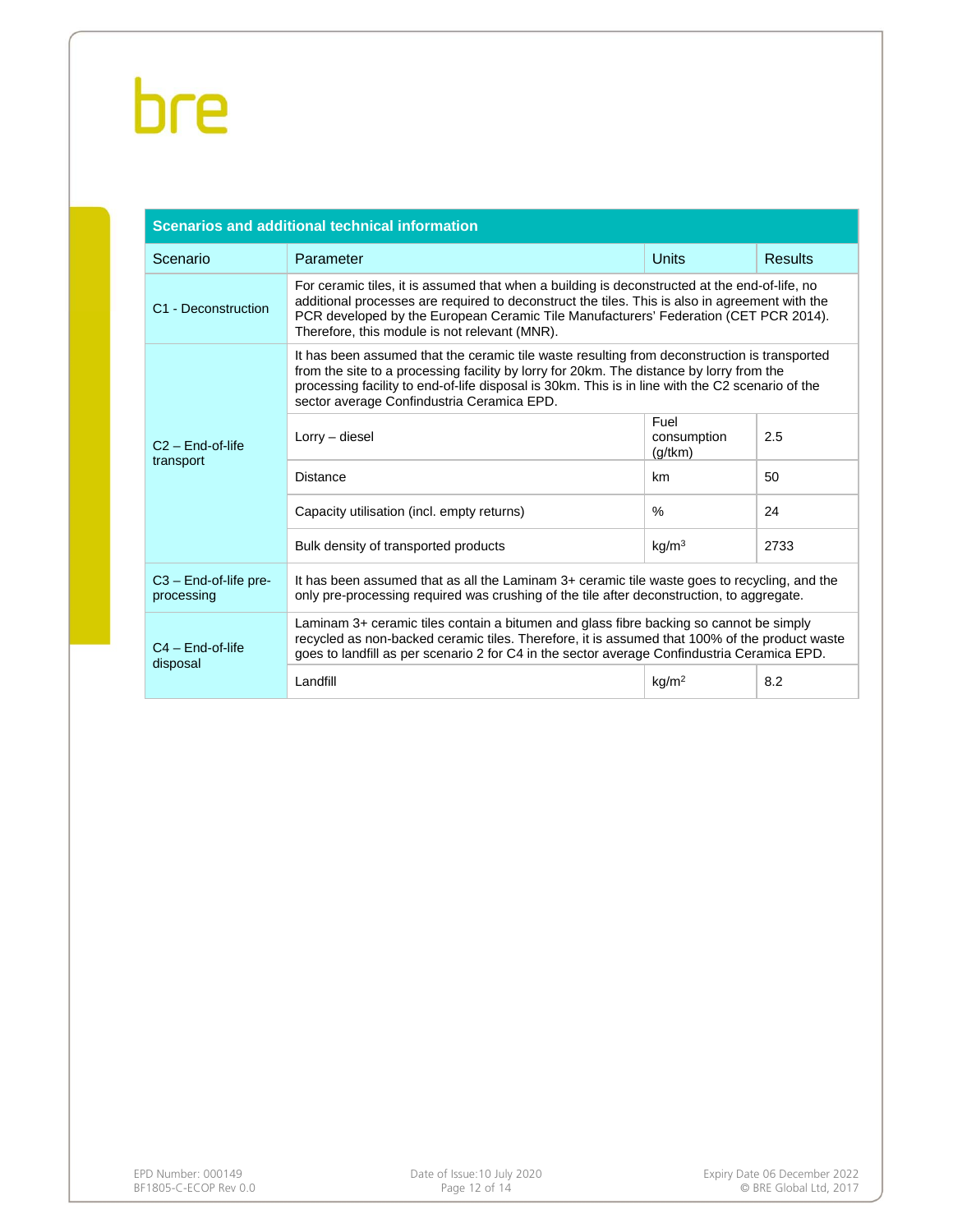| Scenarios and additional technical information | | | |
|---|---|---|---|
| Scenario | Parameter | Units | Results |
| C1 - Deconstruction | For ceramic tiles, it is assumed that when a building is deconstructed at the end-of-life, no additional processes are required to deconstruct the tiles. This is also in agreement with the PCR developed by the European Ceramic Tile Manufacturers' Federation (CET PCR 2014). Therefore, this module is not relevant (MNR). | | |
| C2 – End-of-life transport | It has been assumed that the ceramic tile waste resulting from deconstruction is transported from the site to a processing facility by lorry for 20km. The distance by lorry from the processing facility to end-of-life disposal is 30km. This is in line with the C2 scenario of the sector average Confindustria Ceramica EPD. | | |
| | Lorry – diesel | Fuel consumption (g/tkm) | 2.5 |
| | Distance | km | 50 |
| | Capacity utilisation (incl. empty returns) | % | 24 |
| | Bulk density of transported products | $kg/m^3$ | 2733 |
| C3 – End-of-life pre-processing | It has been assumed that as all the Laminam 3+ ceramic tile waste goes to recycling, and the only pre-processing required was crushing of the tile after deconstruction, to aggregate. | | |
| C4 – End-of-life disposal | Laminam 3+ ceramic tiles contain a bitumen and glass fibre backing so cannot be simply recycled as non-backed ceramic tiles. Therefore, it is assumed that 100% of the product waste goes to landfill as per scenario 2 for C4 in the sector average Confindustria Ceramica EPD. | | |
| | Landfill | $kg/m^2$ | 8.2 |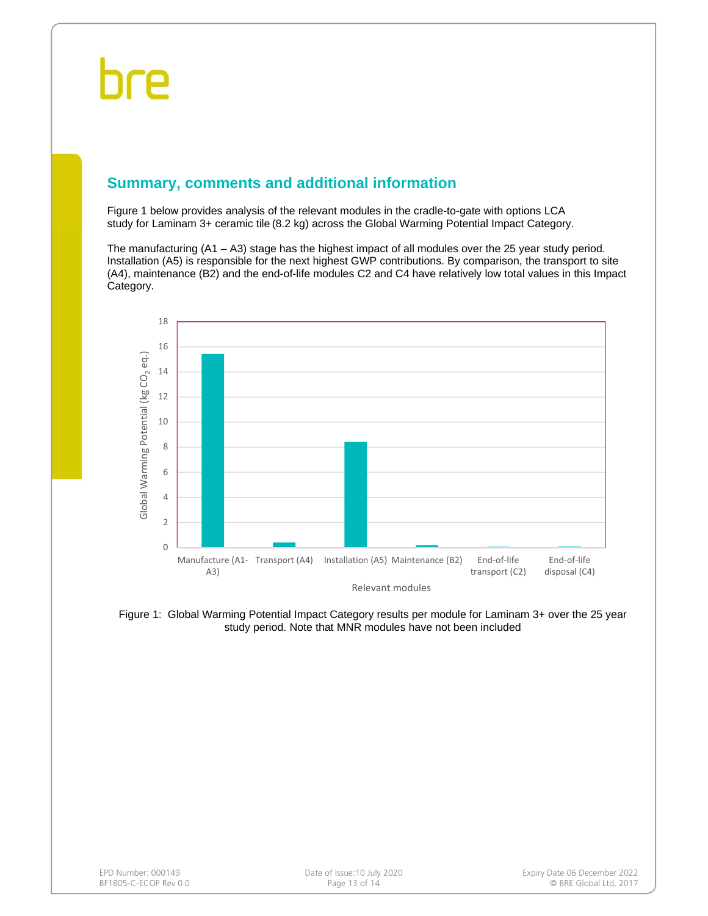## Summary, comments and additional information

Figure 1 below provides analysis of the relevant modules in the cradle-to-gate with options LCA study for Laminam 3+ ceramic tile (8.2 kg) across the Global Warming Potential Impact Category.

The manufacturing (A1 – A3) stage has the highest impact of all modules over the 25 year study period. Installation (A5) is responsible for the next highest GWP contributions. By comparison, the transport to site (A4), maintenance (B2) and the end-of-life modules C2 and C4 have relatively low total values in this Impact Category.

Figure 1: Global Warming Potential Impact Category results per module for Laminam 3+ over the 25 year study period. Note that MNR modules have not been included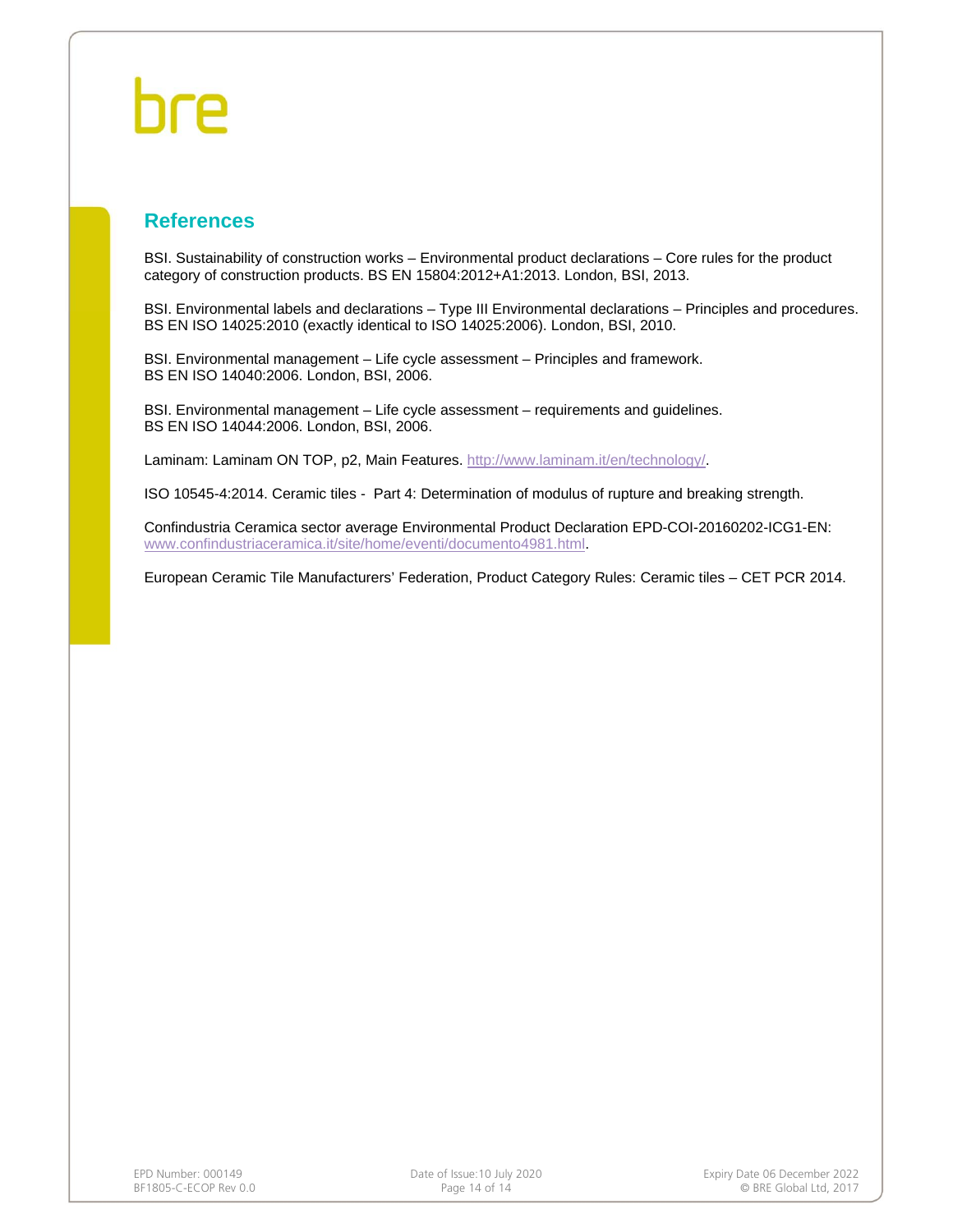## References

BSI. Sustainability of construction works – Environmental product declarations – Core rules for the product category of construction products. BS EN 15804:2012+A1:2013. London, BSI, 2013.

BSI. Environmental labels and declarations – Type III Environmental declarations – Principles and procedures. BS EN ISO 14025:2010 (exactly identical to ISO 14025:2006). London, BSI, 2010.

BSI. Environmental management – Life cycle assessment – Principles and framework. BS EN ISO 14040:2006. London, BSI, 2006.

BSI. Environmental management – Life cycle assessment – requirements and guidelines. BS EN ISO 14044:2006. London, BSI, 2006.

Laminam: Laminam ON TOP, p2, Main Features. http://www.laminam.it/en/technology/.

ISO 10545-4:2014. Ceramic tiles - Part 4: Determination of modulus of rupture and breaking strength.

Confindustria Ceramica sector average Environmental Product Declaration EPD-COI-20160202-ICG1-EN: www.confindustriaceramica.it/site/home/eventi/documento4981.html.

European Ceramic Tile Manufacturers' Federation, Product Category Rules: Ceramic tiles – CET PCR 2014.